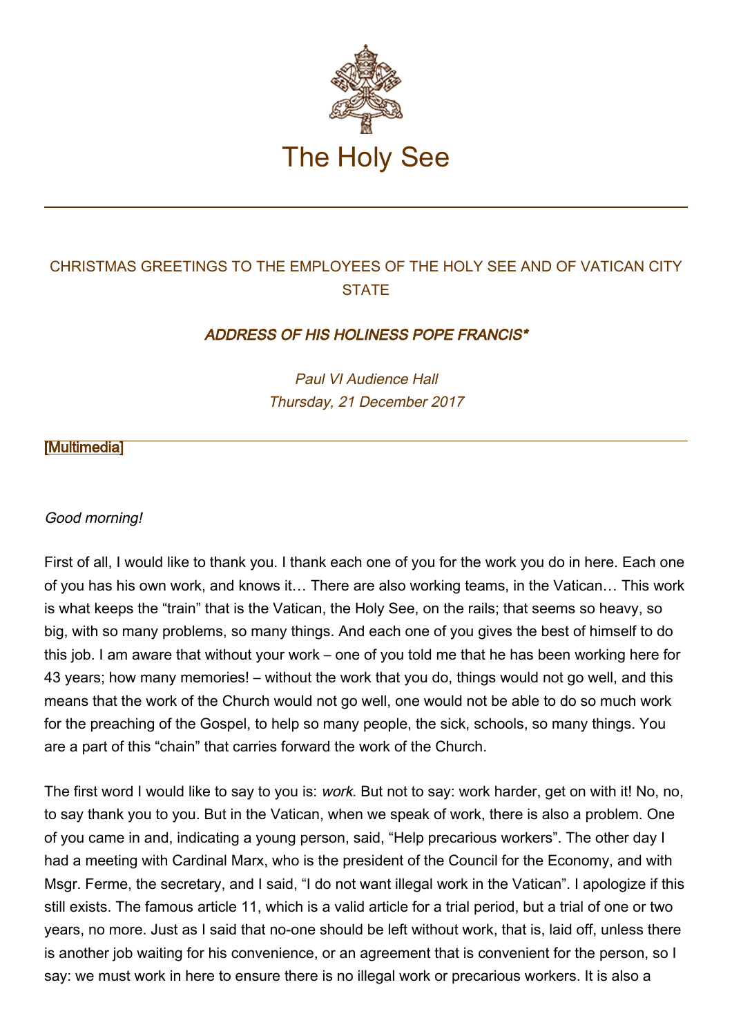# The Holy See

## CHRISTMAS GREETINGS TO THE EMPLOYEES OF THE HOLY SEE AND OF VATICAN CITY STATE

### *ADDRESS OF HIS HOLINESS POPE FRANCIS**

*Paul VI Audience Hall*
*Thursday, 21 December 2017*

[Multimedia]

---

*Good morning!*

First of all, I would like to thank you. I thank each one of you for the work you do in here. Each one of you has his own work, and knows it… There are also working teams, in the Vatican… This work is what keeps the "train" that is the Vatican, the Holy See, on the rails; that seems so heavy, so big, with so many problems, so many things. And each one of you gives the best of himself to do this job. I am aware that without your work – one of you told me that he has been working here for 43 years; how many memories! – without the work that you do, things would not go well, and this means that the work of the Church would not go well, one would not be able to do so much work for the preaching of the Gospel, to help so many people, the sick, schools, so many things. You are a part of this "chain" that carries forward the work of the Church.

The first word I would like to say to you is: *work*. But not to say: work harder, get on with it! No, no, to say thank you to you. But in the Vatican, when we speak of work, there is also a problem. One of you came in and, indicating a young person, said, "Help precarious workers". The other day I had a meeting with Cardinal Marx, who is the president of the Council for the Economy, and with Msgr. Ferme, the secretary, and I said, "I do not want illegal work in the Vatican". I apologize if this still exists. The famous article 11, which is a valid article for a trial period, but a trial of one or two years, no more. Just as I said that no-one should be left without work, that is, laid off, unless there is another job waiting for his convenience, or an agreement that is convenient for the person, so I say: we must work in here to ensure there is no illegal work or precarious workers. It is also a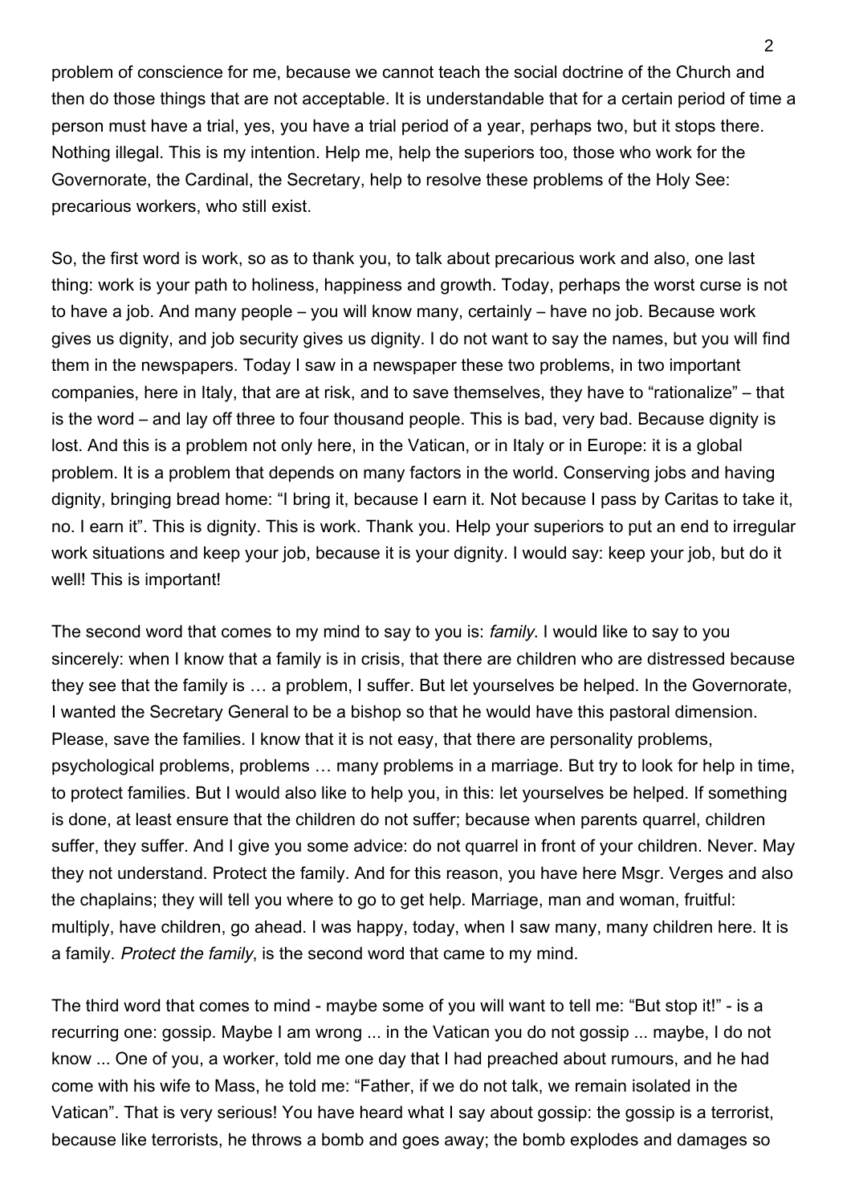problem of conscience for me, because we cannot teach the social doctrine of the Church and then do those things that are not acceptable. It is understandable that for a certain period of time a person must have a trial, yes, you have a trial period of a year, perhaps two, but it stops there. Nothing illegal. This is my intention. Help me, help the superiors too, those who work for the Governorate, the Cardinal, the Secretary, help to resolve these problems of the Holy See: precarious workers, who still exist.

So, the first word is work, so as to thank you, to talk about precarious work and also, one last thing: work is your path to holiness, happiness and growth. Today, perhaps the worst curse is not to have a job. And many people – you will know many, certainly – have no job. Because work gives us dignity, and job security gives us dignity. I do not want to say the names, but you will find them in the newspapers. Today I saw in a newspaper these two problems, in two important companies, here in Italy, that are at risk, and to save themselves, they have to "rationalize" – that is the word – and lay off three to four thousand people. This is bad, very bad. Because dignity is lost. And this is a problem not only here, in the Vatican, or in Italy or in Europe: it is a global problem. It is a problem that depends on many factors in the world. Conserving jobs and having dignity, bringing bread home: "I bring it, because I earn it. Not because I pass by Caritas to take it, no. I earn it". This is dignity. This is work. Thank you. Help your superiors to put an end to irregular work situations and keep your job, because it is your dignity. I would say: keep your job, but do it well! This is important!

The second word that comes to my mind to say to you is: *family*. I would like to say to you sincerely: when I know that a family is in crisis, that there are children who are distressed because they see that the family is … a problem, I suffer. But let yourselves be helped. In the Governorate, I wanted the Secretary General to be a bishop so that he would have this pastoral dimension. Please, save the families. I know that it is not easy, that there are personality problems, psychological problems, problems … many problems in a marriage. But try to look for help in time, to protect families. But I would also like to help you, in this: let yourselves be helped. If something is done, at least ensure that the children do not suffer; because when parents quarrel, children suffer, they suffer. And I give you some advice: do not quarrel in front of your children. Never. May they not understand. Protect the family. And for this reason, you have here Msgr. Verges and also the chaplains; they will tell you where to go to get help. Marriage, man and woman, fruitful: multiply, have children, go ahead. I was happy, today, when I saw many, many children here. It is a family. *Protect the family*, is the second word that came to my mind.

The third word that comes to mind - maybe some of you will want to tell me: "But stop it!" - is a recurring one: gossip. Maybe I am wrong ... in the Vatican you do not gossip ... maybe, I do not know ... One of you, a worker, told me one day that I had preached about rumours, and he had come with his wife to Mass, he told me: "Father, if we do not talk, we remain isolated in the Vatican". That is very serious! You have heard what I say about gossip: the gossip is a terrorist, because like terrorists, he throws a bomb and goes away; the bomb explodes and damages so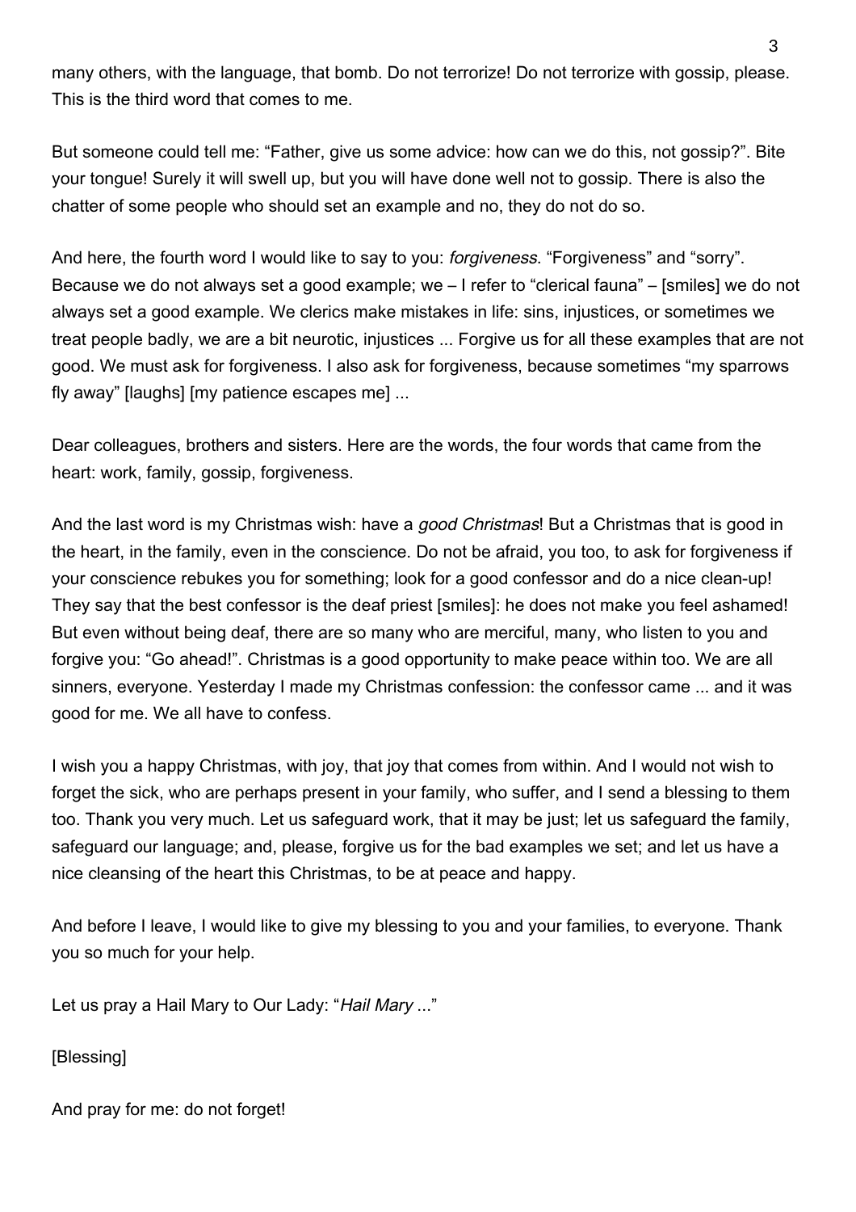many others, with the language, that bomb. Do not terrorize! Do not terrorize with gossip, please. This is the third word that comes to me.

But someone could tell me: "Father, give us some advice: how can we do this, not gossip?". Bite your tongue! Surely it will swell up, but you will have done well not to gossip. There is also the chatter of some people who should set an example and no, they do not do so.

And here, the fourth word I would like to say to you: *forgiveness*. "Forgiveness" and "sorry". Because we do not always set a good example; we – I refer to "clerical fauna" – [smiles] we do not always set a good example. We clerics make mistakes in life: sins, injustices, or sometimes we treat people badly, we are a bit neurotic, injustices ... Forgive us for all these examples that are not good. We must ask for forgiveness. I also ask for forgiveness, because sometimes "my sparrows fly away" [laughs] [my patience escapes me] ...

Dear colleagues, brothers and sisters. Here are the words, the four words that came from the heart: work, family, gossip, forgiveness.

And the last word is my Christmas wish: have a *good Christmas*! But a Christmas that is good in the heart, in the family, even in the conscience. Do not be afraid, you too, to ask for forgiveness if your conscience rebukes you for something; look for a good confessor and do a nice clean-up! They say that the best confessor is the deaf priest [smiles]: he does not make you feel ashamed! But even without being deaf, there are so many who are merciful, many, who listen to you and forgive you: "Go ahead!". Christmas is a good opportunity to make peace within too. We are all sinners, everyone. Yesterday I made my Christmas confession: the confessor came ... and it was good for me. We all have to confess.

I wish you a happy Christmas, with joy, that joy that comes from within. And I would not wish to forget the sick, who are perhaps present in your family, who suffer, and I send a blessing to them too. Thank you very much. Let us safeguard work, that it may be just; let us safeguard the family, safeguard our language; and, please, forgive us for the bad examples we set; and let us have a nice cleansing of the heart this Christmas, to be at peace and happy.

And before I leave, I would like to give my blessing to you and your families, to everyone. Thank you so much for your help.

Let us pray a Hail Mary to Our Lady: "*Hail Mary* ..."

[Blessing]

And pray for me: do not forget!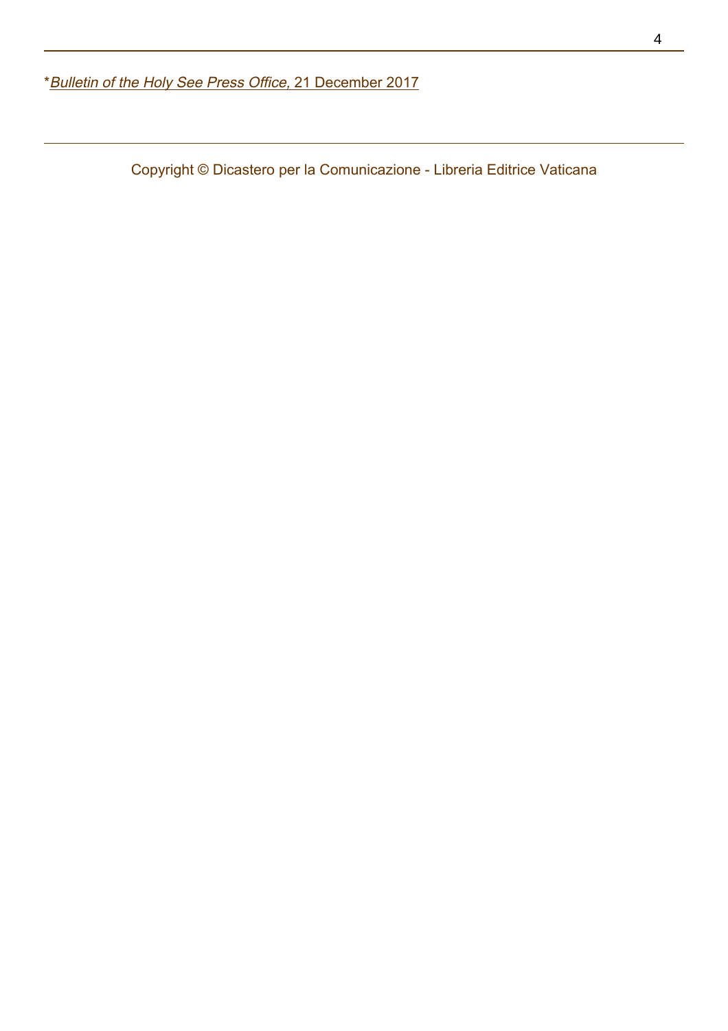**Bulletin of the Holy See Press Office*, 21 December 2017

---

Copyright © Dicastero per la Comunicazione - Libreria Editrice Vaticana